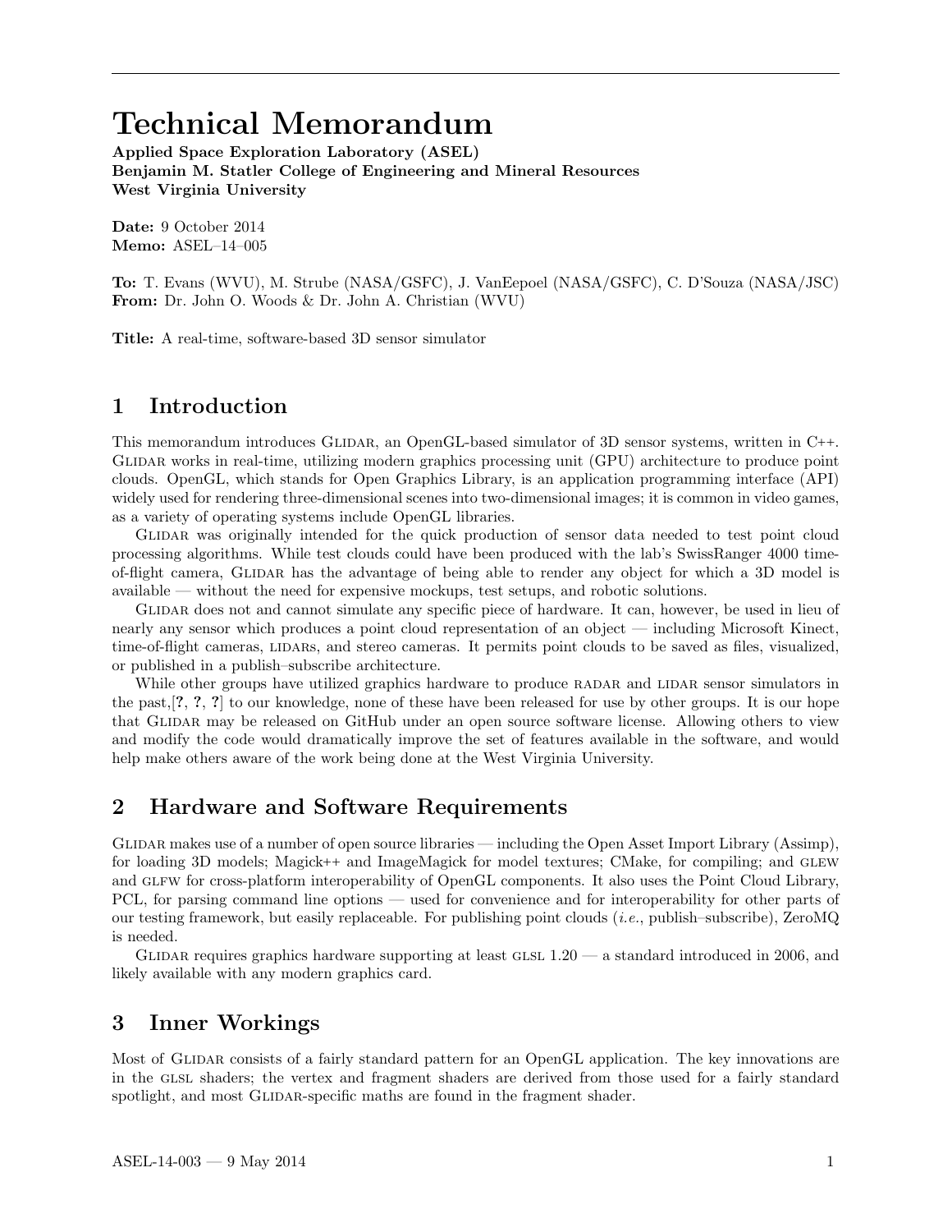# Technical Memorandum

**Applied Space Exploration Laboratory (ASEL)**
**Benjamin M. Statler College of Engineering and Mineral Resources**
**West Virginia University**

**Date:** 9 October 2014
**Memo:** ASEL–14–005

**To:** T. Evans (WVU), M. Strube (NASA/GSFC), J. VanEepoel (NASA/GSFC), C. D'Souza (NASA/JSC)
**From:** Dr. John O. Woods & Dr. John A. Christian (WVU)

**Title:** A real-time, software-based 3D sensor simulator

## 1 Introduction

This memorandum introduces Glidar, an OpenGL-based simulator of 3D sensor systems, written in C++. Glidar works in real-time, utilizing modern graphics processing unit (GPU) architecture to produce point clouds. OpenGL, which stands for Open Graphics Library, is an application programming interface (API) widely used for rendering three-dimensional scenes into two-dimensional images; it is common in video games, as a variety of operating systems include OpenGL libraries.

Glidar was originally intended for the quick production of sensor data needed to test point cloud processing algorithms. While test clouds could have been produced with the lab's SwissRanger 4000 time-of-flight camera, Glidar has the advantage of being able to render any object for which a 3D model is available — without the need for expensive mockups, test setups, and robotic solutions.

Glidar does not and cannot simulate any specific piece of hardware. It can, however, be used in lieu of nearly any sensor which produces a point cloud representation of an object — including Microsoft Kinect, time-of-flight cameras, lidars, and stereo cameras. It permits point clouds to be saved as files, visualized, or published in a publish–subscribe architecture.

While other groups have utilized graphics hardware to produce radar and lidar sensor simulators in the past,[?, ?, ?] to our knowledge, none of these have been released for use by other groups. It is our hope that Glidar may be released on GitHub under an open source software license. Allowing others to view and modify the code would dramatically improve the set of features available in the software, and would help make others aware of the work being done at the West Virginia University.

## 2 Hardware and Software Requirements

Glidar makes use of a number of open source libraries — including the Open Asset Import Library (Assimp), for loading 3D models; Magick++ and ImageMagick for model textures; CMake, for compiling; and glew and glfw for cross-platform interoperability of OpenGL components. It also uses the Point Cloud Library, PCL, for parsing command line options — used for convenience and for interoperability for other parts of our testing framework, but easily replaceable. For publishing point clouds (*i.e.*, publish–subscribe), ZeroMQ is needed.

Glidar requires graphics hardware supporting at least glsl 1.20 — a standard introduced in 2006, and likely available with any modern graphics card.

## 3 Inner Workings

Most of Glidar consists of a fairly standard pattern for an OpenGL application. The key innovations are in the glsl shaders; the vertex and fragment shaders are derived from those used for a fairly standard spotlight, and most Glidar-specific maths are found in the fragment shader.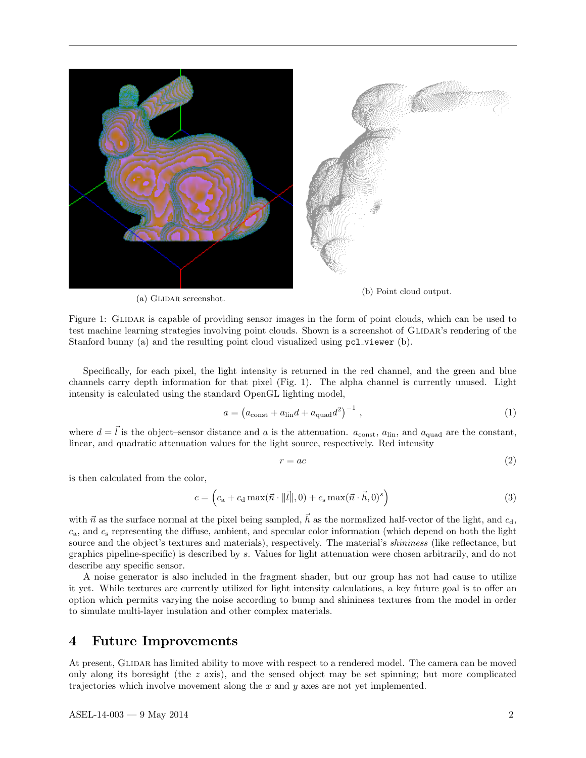(a) GLIDAR screenshot.

(b) Point cloud output.

Figure 1: GLIDAR is capable of providing sensor images in the form of point clouds, which can be used to test machine learning strategies involving point clouds. Shown is a screenshot of GLIDAR's rendering of the Stanford bunny (a) and the resulting point cloud visualized using `pcl_viewer` (b).

Specifically, for each pixel, the light intensity is returned in the red channel, and the green and blue channels carry depth information for that pixel (Fig. 1). The alpha channel is currently unused. Light intensity is calculated using the standard OpenGL lighting model,

$$a = \left(a_{\text{const}} + a_{\text{lin}} d + a_{\text{quad}} d^2\right)^{-1}, \tag{1}$$

where $d = \vec{l}$ is the object–sensor distance and $a$ is the attenuation. $a_{\text{const}}$, $a_{\text{lin}}$, and $a_{\text{quad}}$ are the constant, linear, and quadratic attenuation values for the light source, respectively. Red intensity

$$r = ac \tag{2}$$

is then calculated from the color,

$$c = \left(c_{\text{a}} + c_{\text{d}} \max(\vec{n} \cdot \|\vec{l}\|, 0) + c_{\text{s}} \max(\vec{n} \cdot \vec{h}, 0)^s\right) \tag{3}$$

with $\vec{n}$ as the surface normal at the pixel being sampled, $\vec{h}$ as the normalized half-vector of the light, and $c_{\text{d}}$, $c_{\text{a}}$, and $c_{\text{s}}$ representing the diffuse, ambient, and specular color information (which depend on both the light source and the object's textures and materials), respectively. The material's *shininess* (like reflectance, but graphics pipeline-specific) is described by $s$. Values for light attenuation were chosen arbitrarily, and do not describe any specific sensor.

A noise generator is also included in the fragment shader, but our group has not had cause to utilize it yet. While textures are currently utilized for light intensity calculations, a key future goal is to offer an option which permits varying the noise according to bump and shininess textures from the model in order to simulate multi-layer insulation and other complex materials.

# 4 Future Improvements

At present, GLIDAR has limited ability to move with respect to a rendered model. The camera can be moved only along its boresight (the $z$ axis), and the sensed object may be set spinning; but more complicated trajectories which involve movement along the $x$ and $y$ axes are not yet implemented.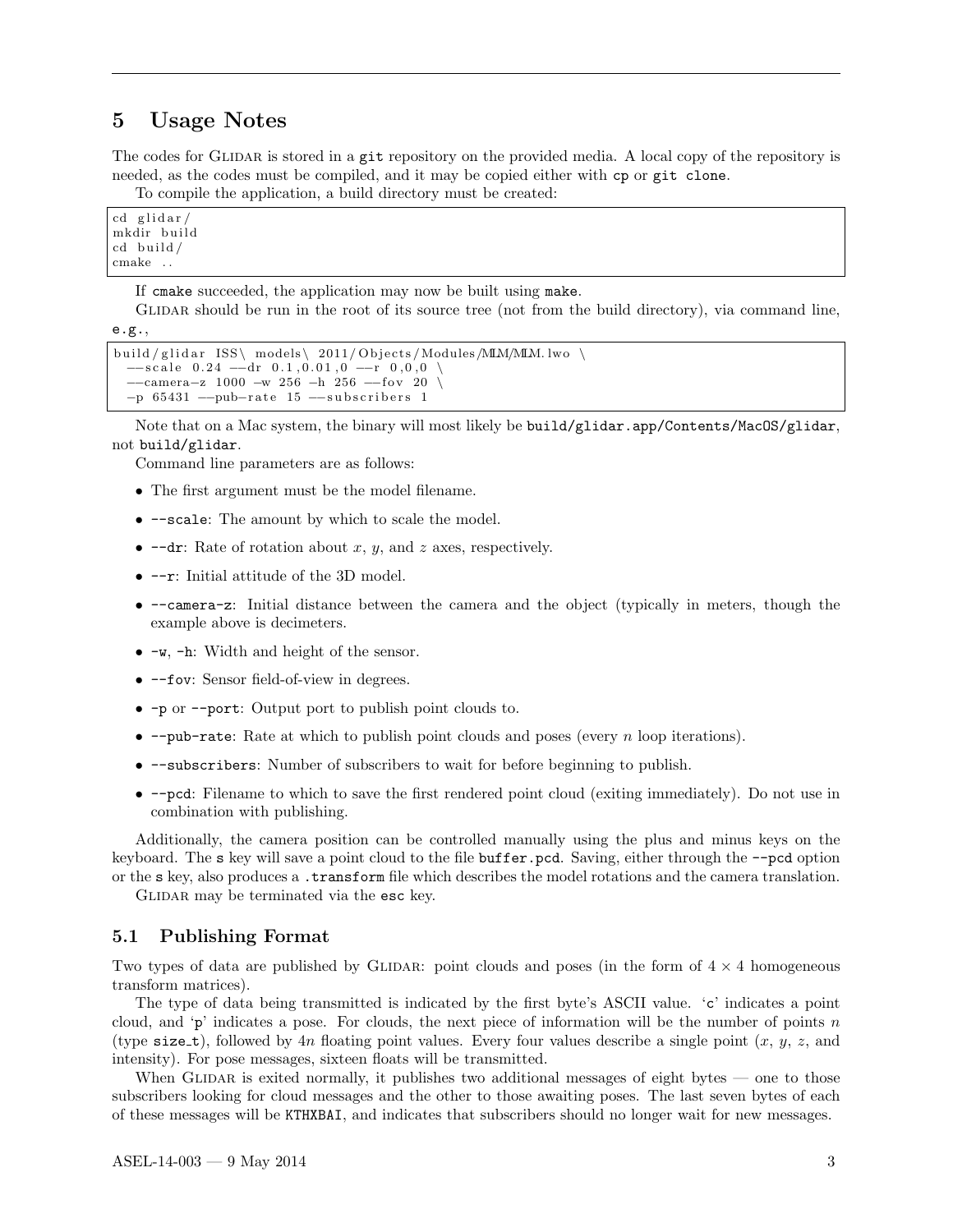# 5 Usage Notes

The codes for GLIDAR is stored in a `git` repository on the provided media. A local copy of the repository is needed, as the codes must be compiled, and it may be copied either with `cp` or `git clone`.

To compile the application, a build directory must be created:

```
cd glidar/
mkdir build
cd build/
cmake ..
```

If `cmake` succeeded, the application may now be built using `make`.

GLIDAR should be run in the root of its source tree (not from the build directory), via command line, e.g.,

```
build/glidar ISS\ models\ 2011/Objects/Modules/MLM/MLM.lwo \
  --scale 0.24 --dr 0.1,0.01,0 --r 0,0,0 \
  --camera-z 1000 -w 256 -h 256 --fov 20 \
  -p 65431 --pub-rate 15 --subscribers 1
```

Note that on a Mac system, the binary will most likely be `build/glidar.app/Contents/MacOS/glidar`, not `build/glidar`.

Command line parameters are as follows:

- The first argument must be the model filename.
- `--scale`: The amount by which to scale the model.
- `--dr`: Rate of rotation about $x$, $y$, and $z$ axes, respectively.
- `--r`: Initial attitude of the 3D model.
- `--camera-z`: Initial distance between the camera and the object (typically in meters, though the example above is decimeters.
- `-w`, `-h`: Width and height of the sensor.
- `--fov`: Sensor field-of-view in degrees.
- `-p` or `--port`: Output port to publish point clouds to.
- `--pub-rate`: Rate at which to publish point clouds and poses (every $n$ loop iterations).
- `--subscribers`: Number of subscribers to wait for before beginning to publish.
- `--pcd`: Filename to which to save the first rendered point cloud (exiting immediately). Do not use in combination with publishing.

Additionally, the camera position can be controlled manually using the plus and minus keys on the keyboard. The `s` key will save a point cloud to the file `buffer.pcd`. Saving, either through the `--pcd` option or the `s` key, also produces a `.transform` file which describes the model rotations and the camera translation.

GLIDAR may be terminated via the `esc` key.

## 5.1 Publishing Format

Two types of data are published by GLIDAR: point clouds and poses (in the form of $4 \times 4$ homogeneous transform matrices).

The type of data being transmitted is indicated by the first byte's ASCII value. '`c`' indicates a point cloud, and '`p`' indicates a pose. For clouds, the next piece of information will be the number of points $n$ (type `size_t`), followed by $4n$ floating point values. Every four values describe a single point ($x$, $y$, $z$, and intensity). For pose messages, sixteen floats will be transmitted.

When GLIDAR is exited normally, it publishes two additional messages of eight bytes — one to those subscribers looking for cloud messages and the other to those awaiting poses. The last seven bytes of each of these messages will be `KTHXBAI`, and indicates that subscribers should no longer wait for new messages.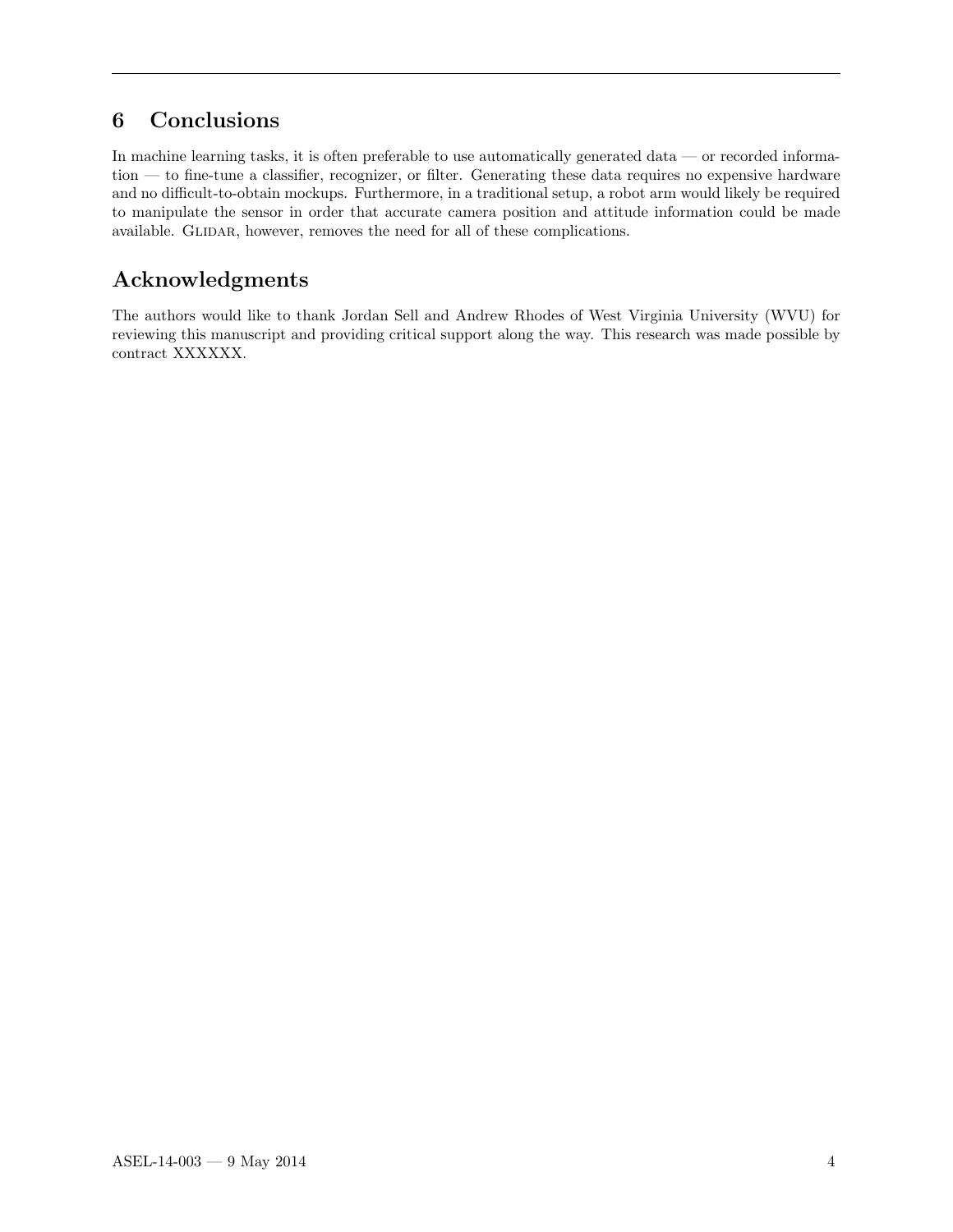## 6 Conclusions

In machine learning tasks, it is often preferable to use automatically generated data — or recorded information — to fine-tune a classifier, recognizer, or filter. Generating these data requires no expensive hardware and no difficult-to-obtain mockups. Furthermore, in a traditional setup, a robot arm would likely be required to manipulate the sensor in order that accurate camera position and attitude information could be made available. GLIDAR, however, removes the need for all of these complications.

## Acknowledgments

The authors would like to thank Jordan Sell and Andrew Rhodes of West Virginia University (WVU) for reviewing this manuscript and providing critical support along the way. This research was made possible by contract XXXXXX.